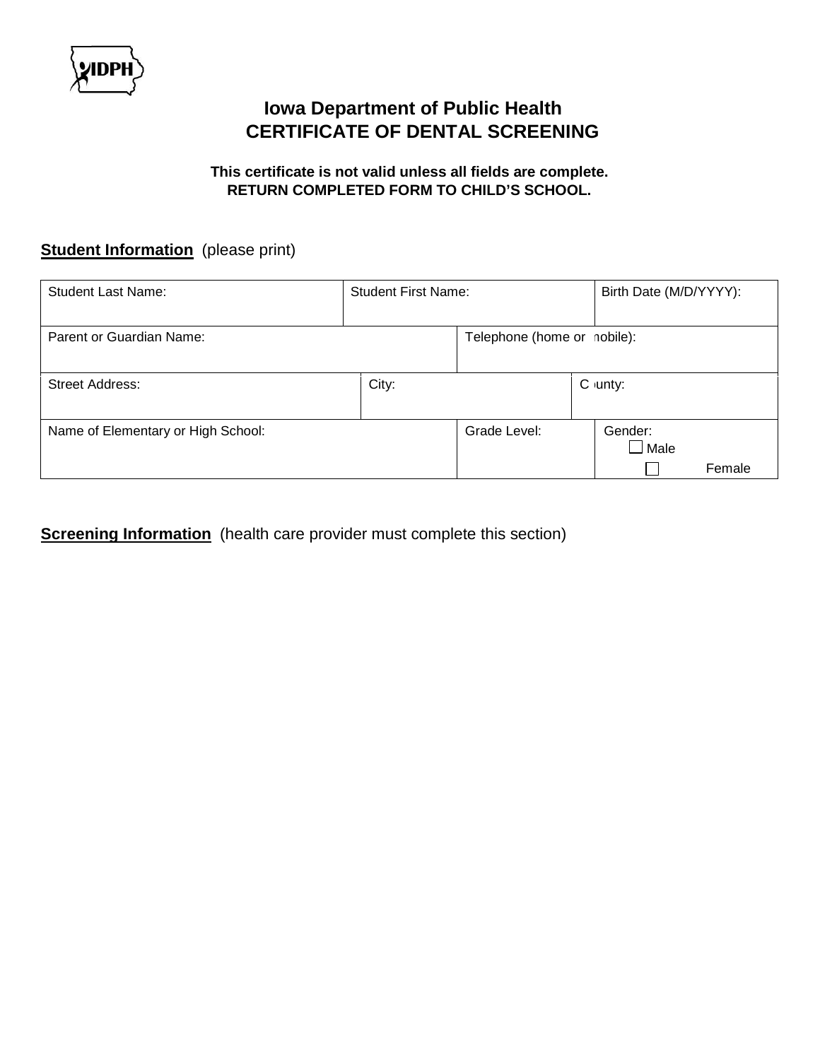# Iowa Department of Public Health
# CERTIFICATE OF DENTAL SCREENING

**This certificate is not valid unless all fields are complete.**
**RETURN COMPLETED FORM TO CHILD'S SCHOOL.**

**Student Information** (please print)

| Student Last Name: | Student First Name: | Birth Date (M/D/YYYY): |
|---|---|---|
| Parent or Guardian Name: | Telephone (home or mobile): | |
| Street Address: | City: | County: |
| Name of Elementary or High School: | Grade Level: | Gender: ☐ Male ☐ Female |

**Screening Information** (health care provider must complete this section)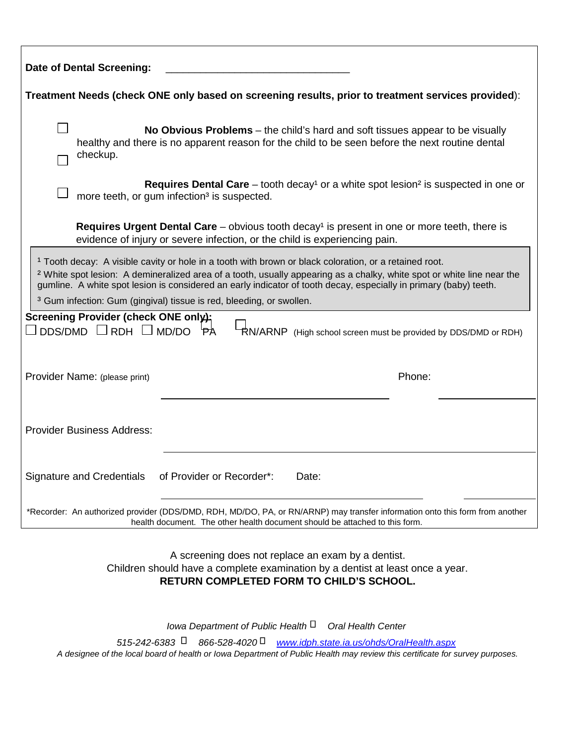**Date of Dental Screening:** ______________________________

**Treatment Needs (check ONE only based on screening results, prior to treatment services provided)**:

☐ **No Obvious Problems** – the child's hard and soft tissues appear to be visually healthy and there is no apparent reason for the child to be seen before the next routine dental checkup.

☐ **Requires Dental Care** – tooth decay[1] or a white spot lesion[2] is suspected in one or more teeth, or gum infection[3] is suspected.

☐ **Requires Urgent Dental Care** – obvious tooth decay[1] is present in one or more teeth, there is evidence of injury or severe infection, or the child is experiencing pain.

[1] Tooth decay: A visible cavity or hole in a tooth with brown or black coloration, or a retained root.
[2] White spot lesion: A demineralized area of a tooth, usually appearing as a chalky, white spot or white line near the gumline. A white spot lesion is considered an early indicator of tooth decay, especially in primary (baby) teeth.
[3] Gum infection: Gum (gingival) tissue is red, bleeding, or swollen.

**Screening Provider (check ONE only):**
☐ DDS/DMD ☐ RDH ☐ MD/DO ☐ PA ☐ RN/ARNP (High school screen must be provided by DDS/DMD or RDH)

Provider Name: (please print) ______________________________ Phone: ______________

Provider Business Address: ______________________________

Signature and Credentials of Provider or Recorder*: ______________________________ Date: ______________

*Recorder: An authorized provider (DDS/DMD, RDH, MD/DO, PA, or RN/ARNP) may transfer information onto this form from another health document. The other health document should be attached to this form.

A screening does not replace an exam by a dentist.
Children should have a complete examination by a dentist at least once a year.
**RETURN COMPLETED FORM TO CHILD'S SCHOOL.**

*Iowa Department of Public Health ▫ Oral Health Center*

*515-242-6383 ▫ 866-528-4020 ▫ www.idph.state.ia.us/ohds/OralHealth.aspx*
*A designee of the local board of health or Iowa Department of Public Health may review this certificate for survey purposes.*